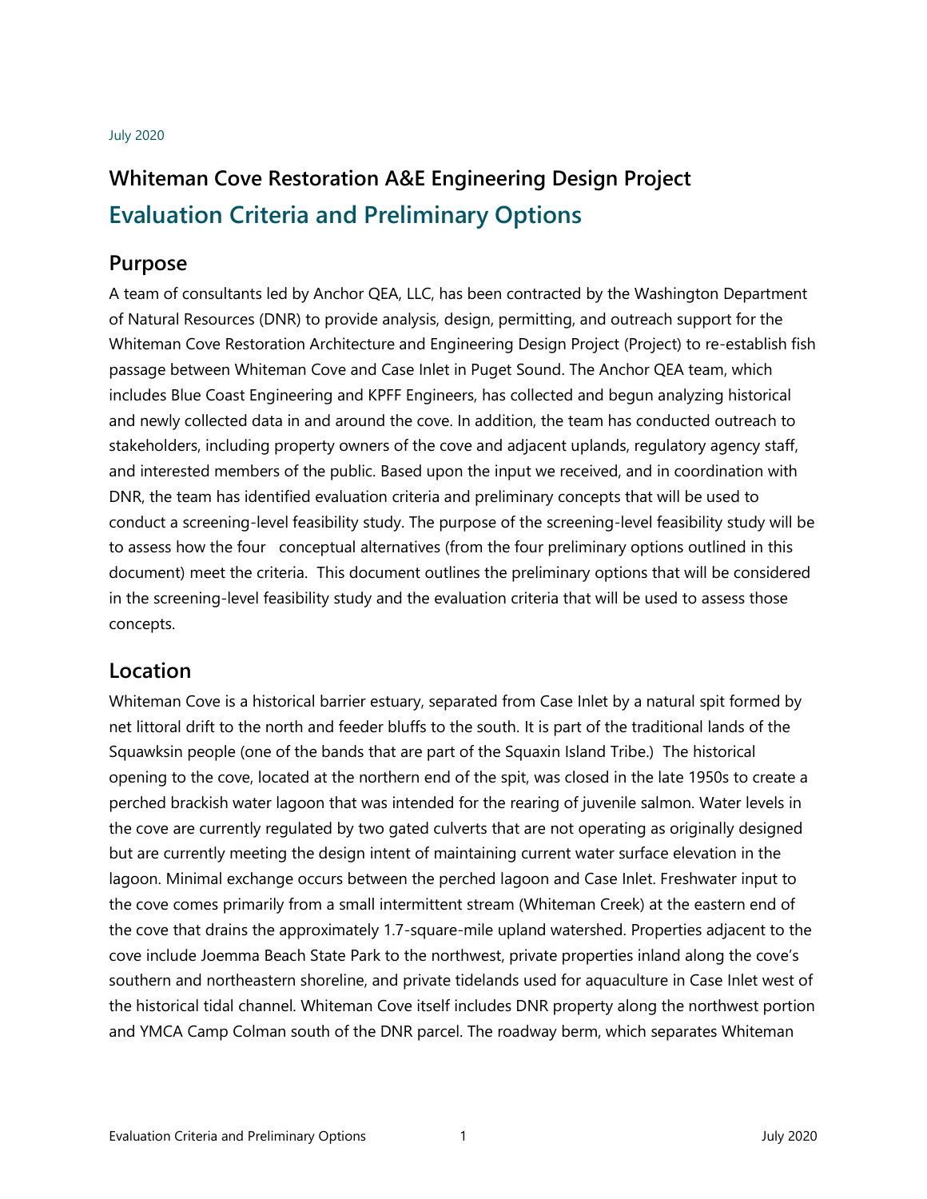July 2020

# Whiteman Cove Restoration A&E Engineering Design Project

## Evaluation Criteria and Preliminary Options

### Purpose

A team of consultants led by Anchor QEA, LLC, has been contracted by the Washington Department of Natural Resources (DNR) to provide analysis, design, permitting, and outreach support for the Whiteman Cove Restoration Architecture and Engineering Design Project (Project) to re-establish fish passage between Whiteman Cove and Case Inlet in Puget Sound. The Anchor QEA team, which includes Blue Coast Engineering and KPFF Engineers, has collected and begun analyzing historical and newly collected data in and around the cove. In addition, the team has conducted outreach to stakeholders, including property owners of the cove and adjacent uplands, regulatory agency staff, and interested members of the public. Based upon the input we received, and in coordination with DNR, the team has identified evaluation criteria and preliminary concepts that will be used to conduct a screening-level feasibility study. The purpose of the screening-level feasibility study will be to assess how the four conceptual alternatives (from the four preliminary options outlined in this document) meet the criteria. This document outlines the preliminary options that will be considered in the screening-level feasibility study and the evaluation criteria that will be used to assess those concepts.

### Location

Whiteman Cove is a historical barrier estuary, separated from Case Inlet by a natural spit formed by net littoral drift to the north and feeder bluffs to the south. It is part of the traditional lands of the Squawksin people (one of the bands that are part of the Squaxin Island Tribe.) The historical opening to the cove, located at the northern end of the spit, was closed in the late 1950s to create a perched brackish water lagoon that was intended for the rearing of juvenile salmon. Water levels in the cove are currently regulated by two gated culverts that are not operating as originally designed but are currently meeting the design intent of maintaining current water surface elevation in the lagoon. Minimal exchange occurs between the perched lagoon and Case Inlet. Freshwater input to the cove comes primarily from a small intermittent stream (Whiteman Creek) at the eastern end of the cove that drains the approximately 1.7-square-mile upland watershed. Properties adjacent to the cove include Joemma Beach State Park to the northwest, private properties inland along the cove's southern and northeastern shoreline, and private tidelands used for aquaculture in Case Inlet west of the historical tidal channel. Whiteman Cove itself includes DNR property along the northwest portion and YMCA Camp Colman south of the DNR parcel. The roadway berm, which separates Whiteman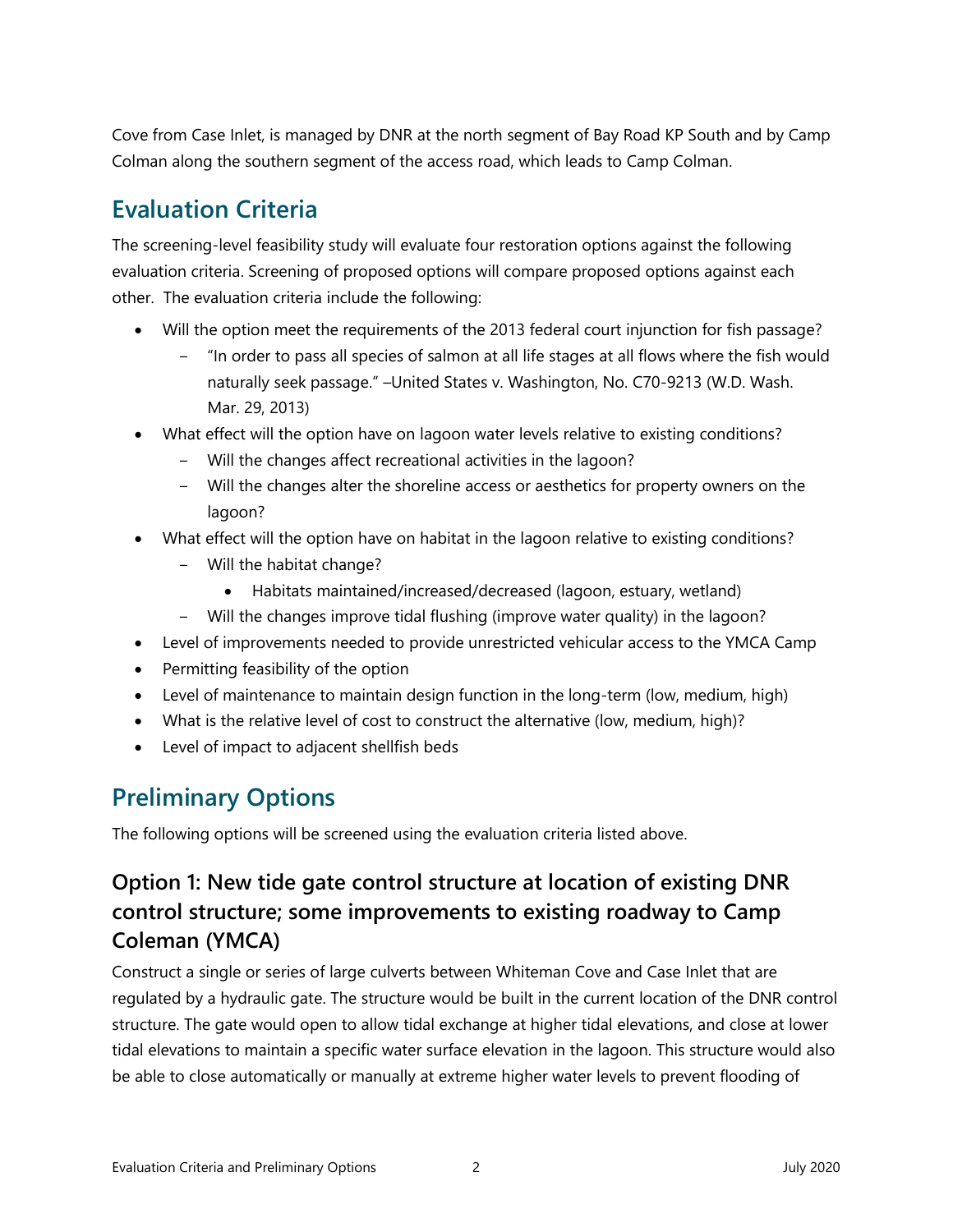Cove from Case Inlet, is managed by DNR at the north segment of Bay Road KP South and by Camp Colman along the southern segment of the access road, which leads to Camp Colman.

## Evaluation Criteria

The screening-level feasibility study will evaluate four restoration options against the following evaluation criteria. Screening of proposed options will compare proposed options against each other. The evaluation criteria include the following:

- Will the option meet the requirements of the 2013 federal court injunction for fish passage?
  - "In order to pass all species of salmon at all life stages at all flows where the fish would naturally seek passage." –United States v. Washington, No. C70-9213 (W.D. Wash. Mar. 29, 2013)
- What effect will the option have on lagoon water levels relative to existing conditions?
  - Will the changes affect recreational activities in the lagoon?
  - Will the changes alter the shoreline access or aesthetics for property owners on the lagoon?
- What effect will the option have on habitat in the lagoon relative to existing conditions?
  - Will the habitat change?
    - Habitats maintained/increased/decreased (lagoon, estuary, wetland)
  - Will the changes improve tidal flushing (improve water quality) in the lagoon?
- Level of improvements needed to provide unrestricted vehicular access to the YMCA Camp
- Permitting feasibility of the option
- Level of maintenance to maintain design function in the long-term (low, medium, high)
- What is the relative level of cost to construct the alternative (low, medium, high)?
- Level of impact to adjacent shellfish beds

## Preliminary Options

The following options will be screened using the evaluation criteria listed above.

### Option 1: New tide gate control structure at location of existing DNR control structure; some improvements to existing roadway to Camp Coleman (YMCA)

Construct a single or series of large culverts between Whiteman Cove and Case Inlet that are regulated by a hydraulic gate. The structure would be built in the current location of the DNR control structure. The gate would open to allow tidal exchange at higher tidal elevations, and close at lower tidal elevations to maintain a specific water surface elevation in the lagoon. This structure would also be able to close automatically or manually at extreme higher water levels to prevent flooding of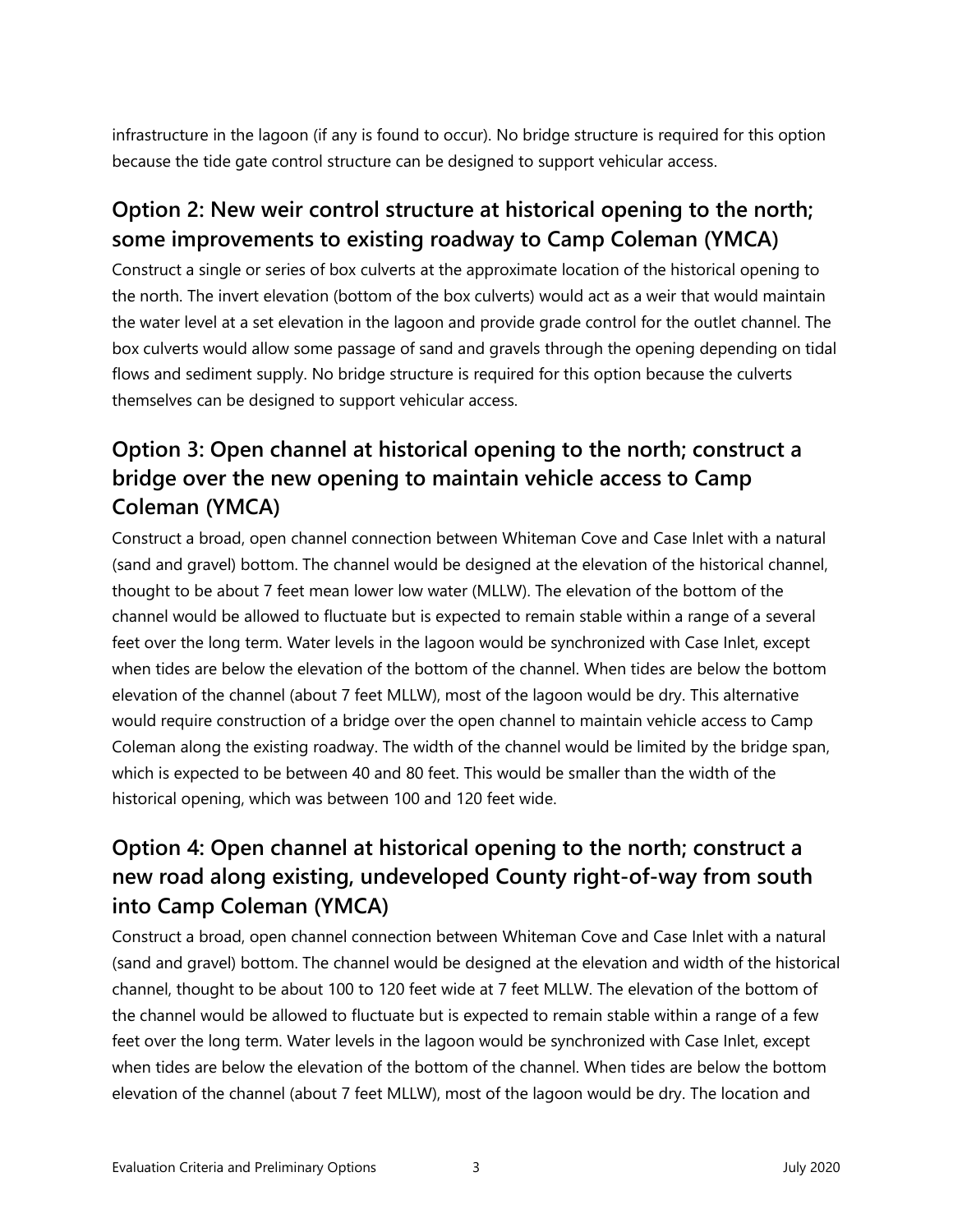infrastructure in the lagoon (if any is found to occur). No bridge structure is required for this option because the tide gate control structure can be designed to support vehicular access.

## Option 2: New weir control structure at historical opening to the north; some improvements to existing roadway to Camp Coleman (YMCA)

Construct a single or series of box culverts at the approximate location of the historical opening to the north. The invert elevation (bottom of the box culverts) would act as a weir that would maintain the water level at a set elevation in the lagoon and provide grade control for the outlet channel. The box culverts would allow some passage of sand and gravels through the opening depending on tidal flows and sediment supply. No bridge structure is required for this option because the culverts themselves can be designed to support vehicular access.

## Option 3: Open channel at historical opening to the north; construct a bridge over the new opening to maintain vehicle access to Camp Coleman (YMCA)

Construct a broad, open channel connection between Whiteman Cove and Case Inlet with a natural (sand and gravel) bottom. The channel would be designed at the elevation of the historical channel, thought to be about 7 feet mean lower low water (MLLW). The elevation of the bottom of the channel would be allowed to fluctuate but is expected to remain stable within a range of a several feet over the long term. Water levels in the lagoon would be synchronized with Case Inlet, except when tides are below the elevation of the bottom of the channel. When tides are below the bottom elevation of the channel (about 7 feet MLLW), most of the lagoon would be dry. This alternative would require construction of a bridge over the open channel to maintain vehicle access to Camp Coleman along the existing roadway. The width of the channel would be limited by the bridge span, which is expected to be between 40 and 80 feet. This would be smaller than the width of the historical opening, which was between 100 and 120 feet wide.

## Option 4: Open channel at historical opening to the north; construct a new road along existing, undeveloped County right-of-way from south into Camp Coleman (YMCA)

Construct a broad, open channel connection between Whiteman Cove and Case Inlet with a natural (sand and gravel) bottom. The channel would be designed at the elevation and width of the historical channel, thought to be about 100 to 120 feet wide at 7 feet MLLW. The elevation of the bottom of the channel would be allowed to fluctuate but is expected to remain stable within a range of a few feet over the long term. Water levels in the lagoon would be synchronized with Case Inlet, except when tides are below the elevation of the bottom of the channel. When tides are below the bottom elevation of the channel (about 7 feet MLLW), most of the lagoon would be dry. The location and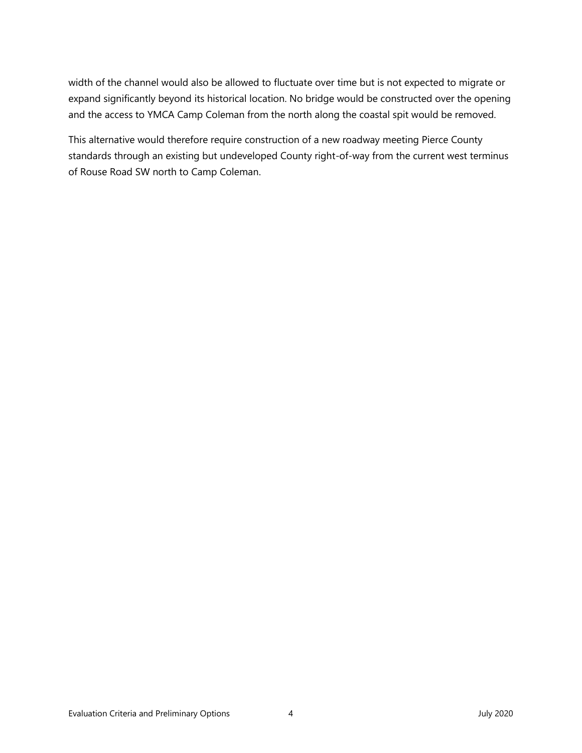width of the channel would also be allowed to fluctuate over time but is not expected to migrate or expand significantly beyond its historical location. No bridge would be constructed over the opening and the access to YMCA Camp Coleman from the north along the coastal spit would be removed.

This alternative would therefore require construction of a new roadway meeting Pierce County standards through an existing but undeveloped County right-of-way from the current west terminus of Rouse Road SW north to Camp Coleman.